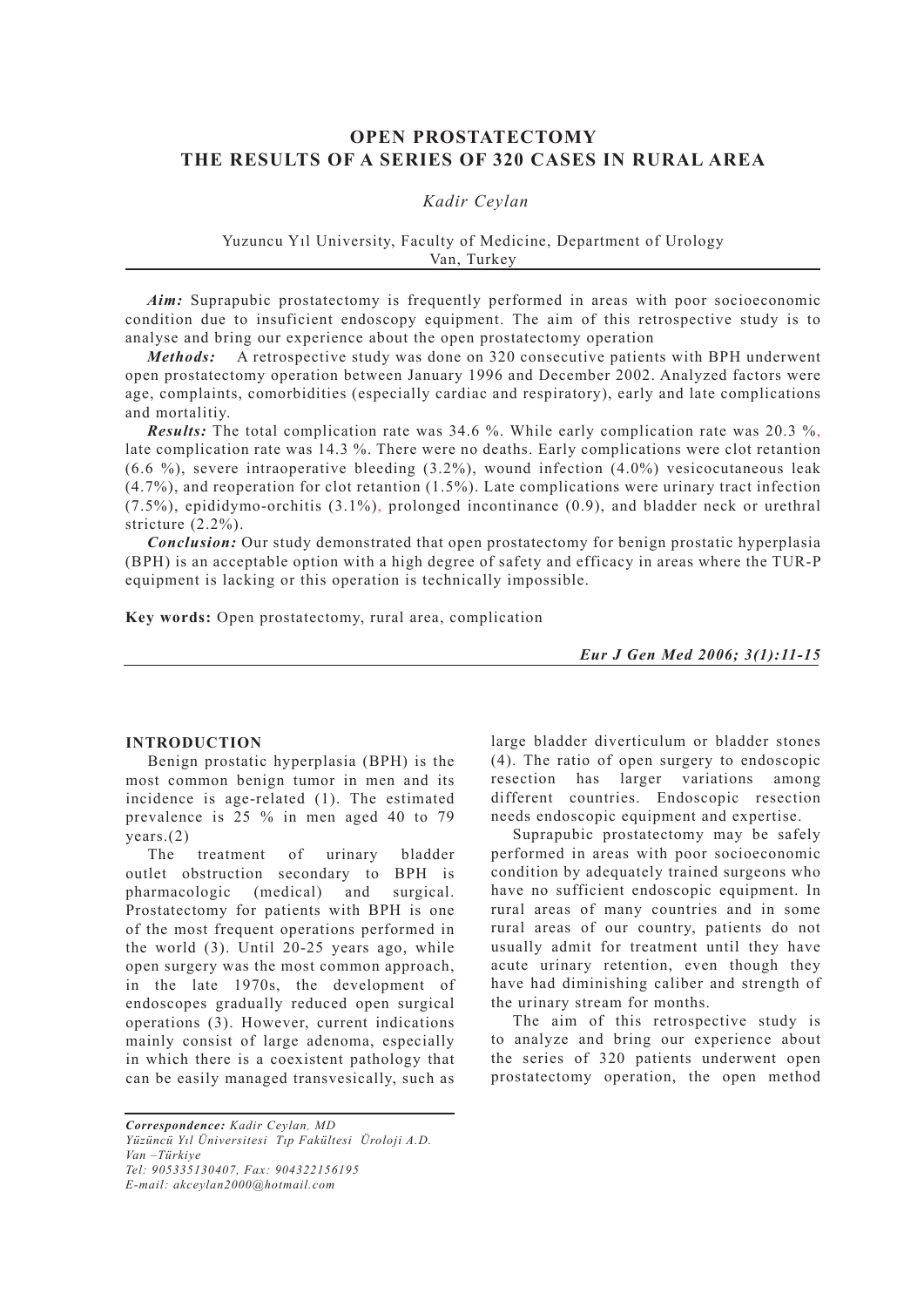# OPEN PROSTATECTOMY
# THE RESULTS OF A SERIES OF 320 CASES IN RURAL AREA

*Kadir Ceylan*

Yuzuncu Yıl University, Faculty of Medicine, Department of Urology
Van, Turkey

***Aim:*** Suprapubic prostatectomy is frequently performed in areas with poor socioeconomic condition due to insuficient endoscopy equipment. The aim of this retrospective study is to analyse and bring our experience about the open prostatectomy operation

***Methods:*** A retrospective study was done on 320 consecutive patients with BPH underwent open prostatectomy operation between January 1996 and December 2002. Analyzed factors were age, complaints, comorbidities (especially cardiac and respiratory), early and late complications and mortalitiy.

***Results:*** The total complication rate was 34.6 %. While early complication rate was 20.3 %, late complication rate was 14.3 %. There were no deaths. Early complications were clot retantion (6.6 %), severe intraoperative bleeding (3.2%), wound infection (4.0%) vesicocutaneous leak (4.7%), and reoperation for clot retantion (1.5%). Late complications were urinary tract infection (7.5%), epididymo-orchitis (3.1%), prolonged incontinance (0.9), and bladder neck or urethral stricture (2.2%).

***Conclusion:*** Our study demonstrated that open prostatectomy for benign prostatic hyperplasia (BPH) is an acceptable option with a high degree of safety and efficacy in areas where the TUR-P equipment is lacking or this operation is technically impossible.

**Key words:** Open prostatectomy, rural area, complication

## INTRODUCTION

Benign prostatic hyperplasia (BPH) is the most common benign tumor in men and its incidence is age-related (1). The estimated prevalence is 25 % in men aged 40 to 79 years.(2)

The treatment of urinary bladder outlet obstruction secondary to BPH is pharmacologic (medical) and surgical. Prostatectomy for patients with BPH is one of the most frequent operations performed in the world (3). Until 20-25 years ago, while open surgery was the most common approach, in the late 1970s, the development of endoscopes gradually reduced open surgical operations (3). However, current indications mainly consist of large adenoma, especially in which there is a coexistent pathology that can be easily managed transvesically, such as large bladder diverticulum or bladder stones (4). The ratio of open surgery to endoscopic resection has larger variations among different countries. Endoscopic resection needs endoscopic equipment and expertise.

Suprapubic prostatectomy may be safely performed in areas with poor socioeconomic condition by adequately trained surgeons who have no sufficient endoscopic equipment. In rural areas of many countries and in some rural areas of our country, patients do not usually admit for treatment until they have acute urinary retention, even though they have had diminishing caliber and strength of the urinary stream for months.

The aim of this retrospective study is to analyze and bring our experience about the series of 320 patients underwent open prostatectomy operation, the open method

***Correspondence:*** *Kadir Ceylan, MD*
*Yüzüncü Yıl Üniversitesi Tıp Fakültesi Üroloji A.D.*
*Van –Türkiye*
*Tel: 905335130407, Fax: 904322156195*
*E-mail: akceylan2000@hotmail.com*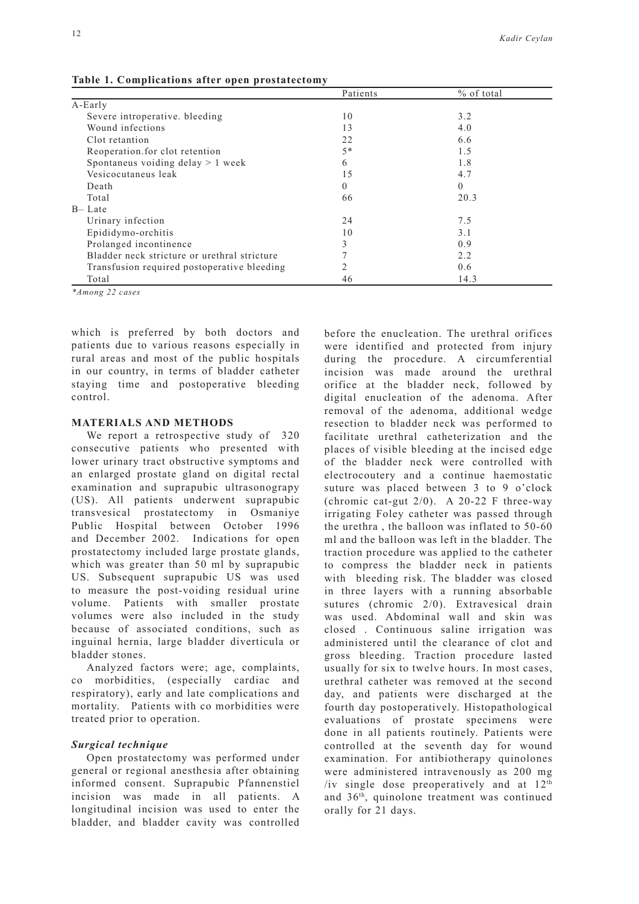**Table 1. Complications after open prostatectomy**

| | Patients | % of total |
|---|---|---|
| A-Early | | |
| Severe intropերative. bleeding | 10 | 3.2 |
| Wound infections | 13 | 4.0 |
| Clot retantion | 22 | 6.6 |
| Reoperation.for clot retention | 5* | 1.5 |
| Spontaneus voiding delay > 1 week | 6 | 1.8 |
| Vesicocutaneus leak | 15 | 4.7 |
| Death | 0 | 0 |
| Total | 66 | 20.3 |
| B– Late | | |
| Urinary infection | 24 | 7.5 |
| Epididymo-orchitis | 10 | 3.1 |
| Prolanged incontinence | 3 | 0.9 |
| Bladder neck stricture or urethral stricture | 7 | 2.2 |
| Transfusion required postoperative bleeding | 2 | 0.6 |
| Total | 46 | 14.3 |

*\*Among 22 cases*

which is preferred by both doctors and patients due to various reasons especially in rural areas and most of the public hospitals in our country, in terms of bladder catheter staying time and postoperative bleeding control.

## MATERIALS AND METHODS

We report a retrospective study of 320 consecutive patients who presented with lower urinary tract obstructive symptoms and an enlarged prostate gland on digital rectal examination and suprapubic ultrasonograpy (US). All patients underwent suprapubic transvesical prostatectomy in Osmaniye Public Hospital between October 1996 and December 2002. Indications for open prostatectomy included large prostate glands, which was greater than 50 ml by suprapubic US. Subsequent suprapubic US was used to measure the post-voiding residual urine volume. Patients with smaller prostate volumes were also included in the study because of associated conditions, such as inguinal hernia, large bladder diverticula or bladder stones.

Analyzed factors were; age, complaints, co morbidities, (especially cardiac and respiratory), early and late complications and mortality. Patients with co morbidities were treated prior to operation.

### *Surgical technique*

Open prostatectomy was performed under general or regional anesthesia after obtaining informed consent. Suprapubic Pfannenstiel incision was made in all patients. A longitudinal incision was used to enter the bladder, and bladder cavity was controlled before the enucleation. The urethral orifices were identified and protected from injury during the procedure. A circumferential incision was made around the urethral orifice at the bladder neck, followed by digital enucleation of the adenoma. After removal of the adenoma, additional wedge resection to bladder neck was performed to facilitate urethral catheterization and the places of visible bleeding at the incised edge of the bladder neck were controlled with electrocoutery and a continue haemostatic suture was placed between 3 to 9 o'clock (chromic cat-gut 2/0). A 20-22 F three-way irrigating Foley catheter was passed through the urethra , the balloon was inflated to 50-60 ml and the balloon was left in the bladder. The traction procedure was applied to the catheter to compress the bladder neck in patients with bleeding risk. The bladder was closed in three layers with a running absorbable sutures (chromic 2/0). Extravesical drain was used. Abdominal wall and skin was closed . Continuous saline irrigation was administered until the clearance of clot and gross bleeding. Traction procedure lasted usually for six to twelve hours. In most cases, urethral catheter was removed at the second day, and patients were discharged at the fourth day postoperatively. Histopathological evaluations of prostate specimens were done in all patients routinely. Patients were controlled at the seventh day for wound examination. For antibiotherapy quinolones were administered intravenously as 200 mg /iv single dose preoperatively and at 12th and 36th, quinolone treatment was continued orally for 21 days.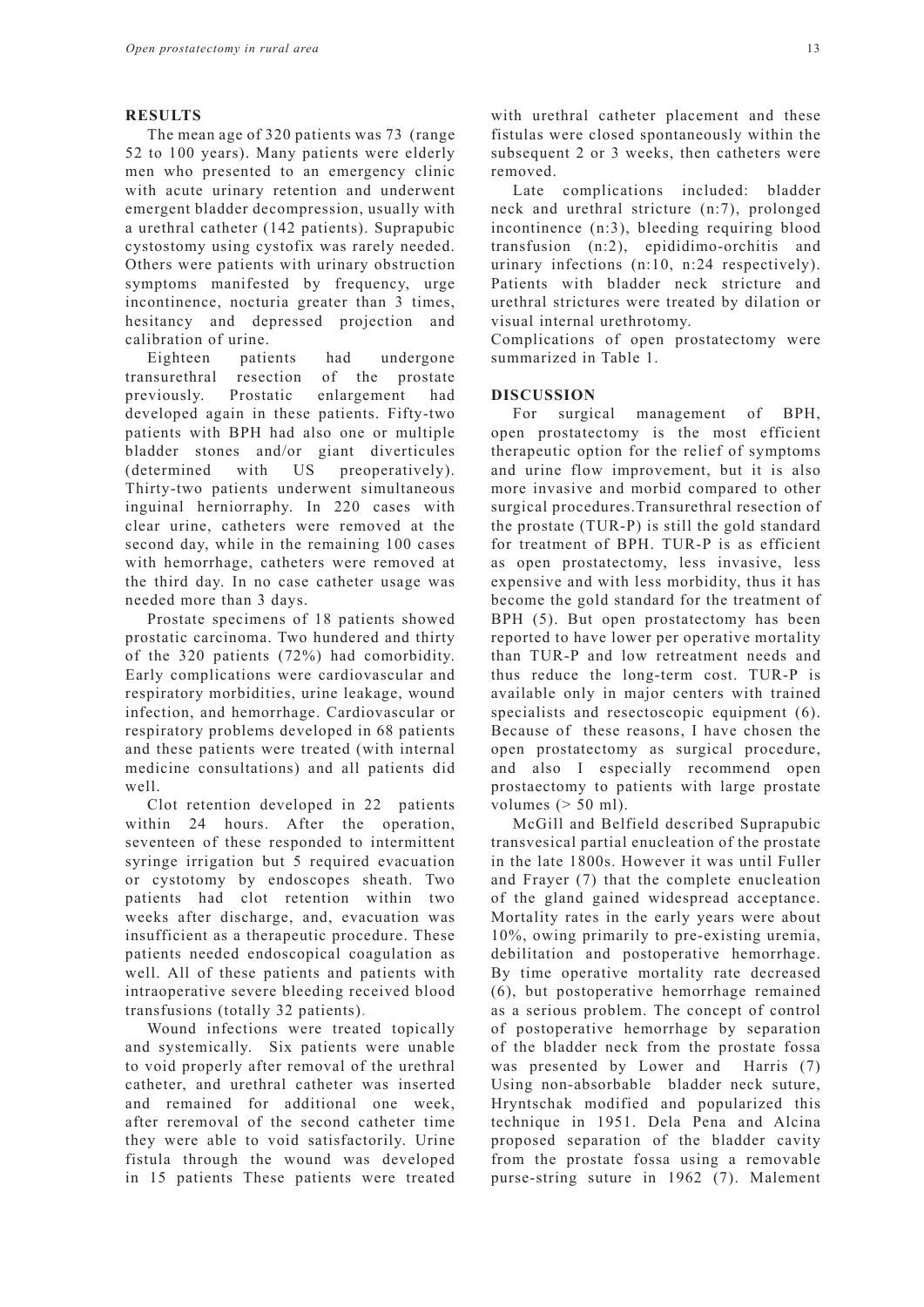## RESULTS

The mean age of 320 patients was 73 (range 52 to 100 years). Many patients were elderly men who presented to an emergency clinic with acute urinary retention and underwent emergent bladder decompression, usually with a urethral catheter (142 patients). Suprapubic cystostomy using cystofix was rarely needed. Others were patients with urinary obstruction symptoms manifested by frequency, urge incontinence, nocturia greater than 3 times, hesitancy and depressed projection and calibration of urine.

Eighteen patients had undergone transurethral resection of the prostate previously. Prostatic enlargement had developed again in these patients. Fifty-two patients with BPH had also one or multiple bladder stones and/or giant diverticules (determined with US preoperatively). Thirty-two patients underwent simultaneous inguinal herniorrhaphy. In 220 cases with clear urine, catheters were removed at the second day, while in the remaining 100 cases with hemorrhage, catheters were removed at the third day. In no case catheter usage was needed more than 3 days.

Prostate specimens of 18 patients showed prostatic carcinoma. Two hundered and thirty of the 320 patients (72%) had comorbidity. Early complications were cardiovascular and respiratory morbidities, urine leakage, wound infection, and hemorrhage. Cardiovascular or respiratory problems developed in 68 patients and these patients were treated (with internal medicine consultations) and all patients did well.

Clot retention developed in 22 patients within 24 hours. After the operation, seventeen of these responded to intermittent syringe irrigation but 5 required evacuation or cystotomy by endoscopes sheath. Two patients had clot retention within two weeks after discharge, and, evacuation was insufficient as a therapeutic procedure. These patients needed endoscopical coagulation as well. All of these patients and patients with intraoperative severe bleeding received blood transfusions (totally 32 patients).

Wound infections were treated topically and systemically. Six patients were unable to void properly after removal of the urethral catheter, and urethral catheter was inserted and remained for additional one week, after reremoval of the second catheter time they were able to void satisfactorily. Urine fistula through the wound was developed in 15 patients These patients were treated with urethral catheter placement and these fistulas were closed spontaneously within the subsequent 2 or 3 weeks, then catheters were removed.

Late complications included: bladder neck and urethral stricture (n:7), prolonged incontinence (n:3), bleeding requiring blood transfusion (n:2), epididimo-orchitis and urinary infections (n:10, n:24 respectively). Patients with bladder neck stricture and urethral strictures were treated by dilation or visual internal urethrotomy.

Complications of open prostatectomy were summarized in Table 1.

## DISCUSSION

For surgical management of BPH, open prostatectomy is the most efficient therapeutic option for the relief of symptoms and urine flow improvement, but it is also more invasive and morbid compared to other surgical procedures.Transurethral resection of the prostate (TUR-P) is still the gold standard for treatment of BPH. TUR-P is as efficient as open prostatectomy, less invasive, less expensive and with less morbidity, thus it has become the gold standard for the treatment of BPH (5). But open prostatectomy has been reported to have lower per operative mortality than TUR-P and low retreatment needs and thus reduce the long-term cost. TUR-P is available only in major centers with trained specialists and resectoscopic equipment (6). Because of these reasons, I have chosen the open prostatectomy as surgical procedure, and also I especially recommend open prostaectomy to patients with large prostate volumes (> 50 ml).

McGill and Belfield described Suprapubic transvesical partial enucleation of the prostate in the late 1800s. However it was until Fuller and Frayer (7) that the complete enucleation of the gland gained widespread acceptance. Mortality rates in the early years were about 10%, owing primarily to pre-existing uremia, debilitation and postoperative hemorrhage. By time operative mortality rate decreased (6), but postoperative hemorrhage remained as a serious problem. The concept of control of postoperative hemorrhage by separation of the bladder neck from the prostate fossa was presented by Lower and Harris (7) Using non-absorbable bladder neck suture, Hryntschak modified and popularized this technique in 1951. Dela Pena and Alcina proposed separation of the bladder cavity from the prostate fossa using a removable purse-string suture in 1962 (7). Malement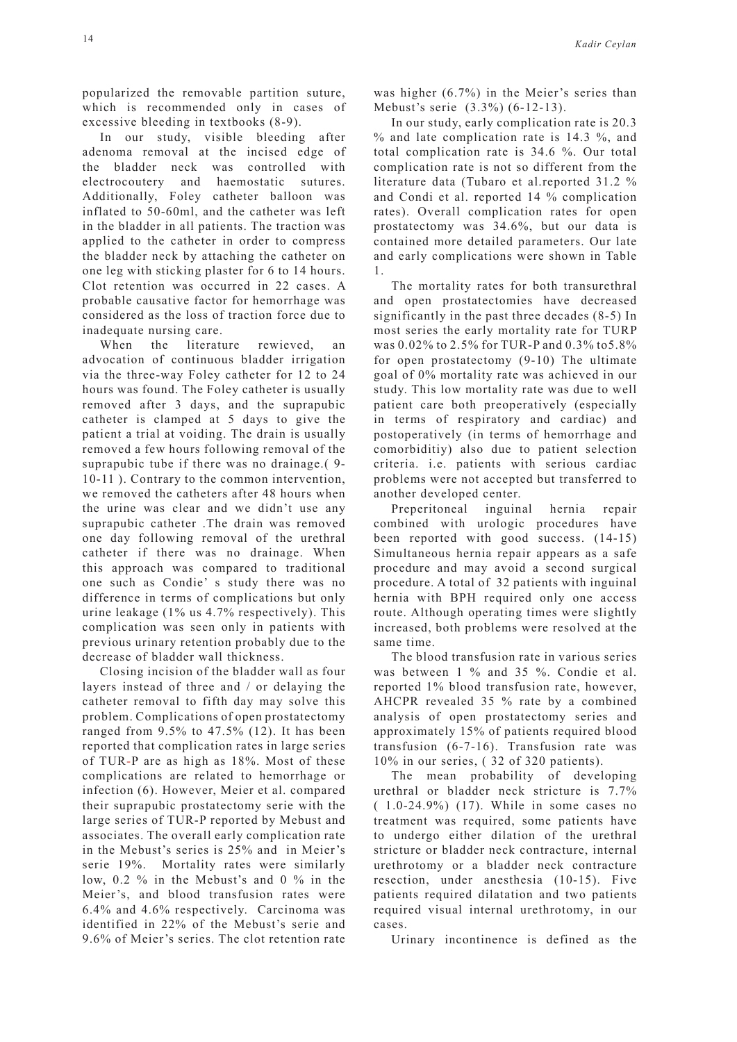popularized the removable partition suture, which is recommended only in cases of excessive bleeding in textbooks (8-9).

In our study, visible bleeding after adenoma removal at the incised edge of the bladder neck was controlled with electrocoutery and haemostatic sutures. Additionally, Foley catheter balloon was inflated to 50-60ml, and the catheter was left in the bladder in all patients. The traction was applied to the catheter in order to compress the bladder neck by attaching the catheter on one leg with sticking plaster for 6 to 14 hours. Clot retention was occurred in 22 cases. A probable causative factor for hemorrhage was considered as the loss of traction force due to inadequate nursing care.

When the literature rewiewed, an advocation of continuous bladder irrigation via the three-way Foley catheter for 12 to 24 hours was found. The Foley catheter is usually removed after 3 days, and the suprapubic catheter is clamped at 5 days to give the patient a trial at voiding. The drain is usually removed a few hours following removal of the suprapubic tube if there was no drainage.( 9-10-11 ). Contrary to the common intervention, we removed the catheters after 48 hours when the urine was clear and we didn't use any suprapubic catheter .The drain was removed one day following removal of the urethral catheter if there was no drainage. When this approach was compared to traditional one such as Condie' s study there was no difference in terms of complications but only urine leakage (1% us 4.7% respectively). This complication was seen only in patients with previous urinary retention probably due to the decrease of bladder wall thickness.

Closing incision of the bladder wall as four layers instead of three and / or delaying the catheter removal to fifth day may solve this problem. Complications of open prostatectomy ranged from 9.5% to 47.5% (12). It has been reported that complication rates in large series of TUR-P are as high as 18%. Most of these complications are related to hemorrhage or infection (6). However, Meier et al. compared their suprapubic prostatectomy serie with the large series of TUR-P reported by Mebust and associates. The overall early complication rate in the Mebust's series is 25% and in Meier's serie 19%. Mortality rates were similarly low, 0.2 % in the Mebust's and 0 % in the Meier's, and blood transfusion rates were 6.4% and 4.6% respectively. Carcinoma was identified in 22% of the Mebust's serie and 9.6% of Meier's series. The clot retention rate was higher (6.7%) in the Meier's series than Mebust's serie (3.3%) (6-12-13).

In our study, early complication rate is 20.3 % and late complication rate is 14.3 %, and total complication rate is 34.6 %. Our total complication rate is not so different from the literature data (Tubaro et al.reported 31.2 % and Condi et al. reported 14 % complication rates). Overall complication rates for open prostatectomy was 34.6%, but our data is contained more detailed parameters. Our late and early complications were shown in Table 1.

The mortality rates for both transurethral and open prostatectomies have decreased significantly in the past three decades (8-5) In most series the early mortality rate for TURP was 0.02% to 2.5% for TUR-P and 0.3% to5.8% for open prostatectomy (9-10) The ultimate goal of 0% mortality rate was achieved in our study. This low mortality rate was due to well patient care both preoperatively (especially in terms of respiratory and cardiac) and postoperatively (in terms of hemorrhage and comorbiditiy) also due to patient selection criteria. i.e. patients with serious cardiac problems were not accepted but transferred to another developed center.

Preperitoneal inguinal hernia repair combined with urologic procedures have been reported with good success. (14-15) Simultaneous hernia repair appears as a safe procedure and may avoid a second surgical procedure. A total of 32 patients with inguinal hernia with BPH required only one access route. Although operating times were slightly increased, both problems were resolved at the same time.

The blood transfusion rate in various series was between 1 % and 35 %. Condie et al. reported 1% blood transfusion rate, however, AHCPR revealed 35 % rate by a combined analysis of open prostatectomy series and approximately 15% of patients required blood transfusion (6-7-16). Transfusion rate was 10% in our series, ( 32 of 320 patients).

The mean probability of developing urethral or bladder neck stricture is 7.7% ( 1.0-24.9%) (17). While in some cases no treatment was required, some patients have to undergo either dilation of the urethral stricture or bladder neck contracture, internal urethrotomy or a bladder neck contracture resection, under anesthesia (10-15). Five patients required dilatation and two patients required visual internal urethrotomy, in our cases.

Urinary incontinence is defined as the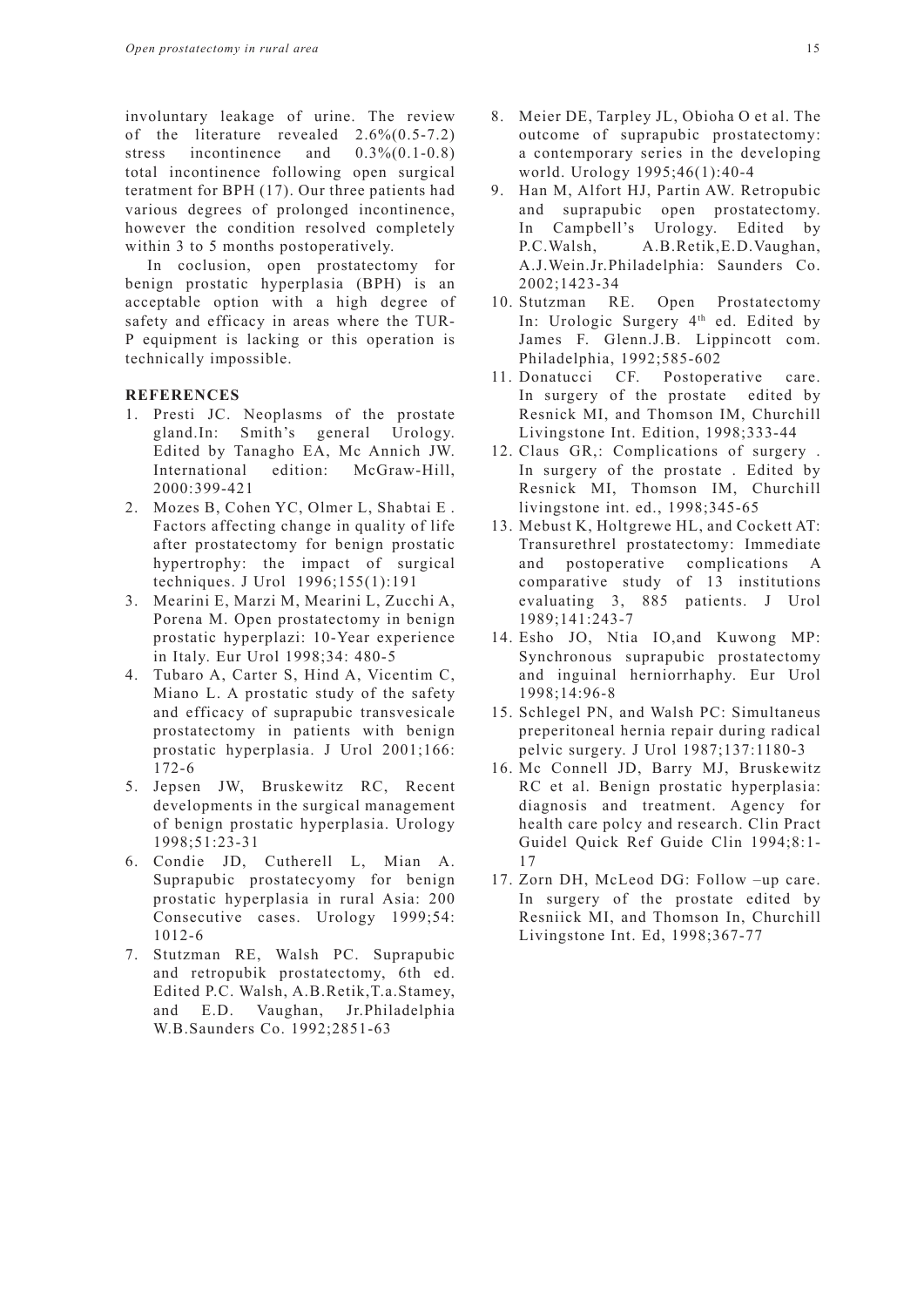involuntary leakage of urine. The review of the literature revealed 2.6%(0.5-7.2) stress incontinence and 0.3%(0.1-0.8) total incontinence following open surgical teratment for BPH (17). Our three patients had various degrees of prolonged incontinence, however the condition resolved completely within 3 to 5 months postoperatively.

In coclusion, open prostatectomy for benign prostatic hyperplasia (BPH) is an acceptable option with a high degree of safety and efficacy in areas where the TUR-P equipment is lacking or this operation is technically impossible.

## REFERENCES

1. Presti JC. Neoplasms of the prostate gland.In: Smith's general Urology. Edited by Tanagho EA, Mc Annich JW. International edition: McGraw-Hill, 2000:399-421
2. Mozes B, Cohen YC, Olmer L, Shabtai E . Factors affecting change in quality of life after prostatectomy for benign prostatic hypertrophy: the impact of surgical techniques. J Urol 1996;155(1):191
3. Mearini E, Marzi M, Mearini L, Zucchi A, Porena M. Open prostatectomy in benign prostatic hyperplazi: 10-Year experience in Italy. Eur Urol 1998;34: 480-5
4. Tubaro A, Carter S, Hind A, Vicentim C, Miano L. A prostatic study of the safety and efficacy of suprapubic transvesicale prostatectomy in patients with benign prostatic hyperplasia. J Urol 2001;166: 172-6
5. Jepsen JW, Bruskewitz RC, Recent developments in the surgical management of benign prostatic hyperplasia. Urology 1998;51:23-31
6. Condie JD, Cutherell L, Mian A. Suprapubic prostatecyomy for benign prostatic hyperplasia in rural Asia: 200 Consecutive cases. Urology 1999;54: 1012-6
7. Stutzman RE, Walsh PC. Suprapubic and retropubik prostatectomy, 6th ed. Edited P.C. Walsh, A.B.Retik,T.a.Stamey, and E.D. Vaughan, Jr.Philadelphia W.B.Saunders Co. 1992;2851-63
8. Meier DE, Tarpley JL, Obioha O et al. The outcome of suprapubic prostatectomy: a contemporary series in the developing world. Urology 1995;46(1):40-4
9. Han M, Alfort HJ, Partin AW. Retropubic and suprapubic open prostatectomy. In Campbell's Urology. Edited by P.C.Walsh, A.B.Retik,E.D.Vaughan, A.J.Wein.Jr.Philadelphia: Saunders Co. 2002;1423-34
10. Stutzman RE. Open Prostatectomy In: Urologic Surgery 4th ed. Edited by James F. Glenn.J.B. Lippincott com. Philadelphia, 1992;585-602
11. Donatucci CF. Postoperative care. In surgery of the prostate edited by Resnick MI, and Thomson IM, Churchill Livingstone Int. Edition, 1998;333-44
12. Claus GR,: Complications of surgery . In surgery of the prostate . Edited by Resnick MI, Thomson IM, Churchill livingstone int. ed., 1998;345-65
13. Mebust K, Holtgrewe HL, and Cockett AT: Transurethrel prostatectomy: Immediate and postoperative complications A comparative study of 13 institutions evaluating 3, 885 patients. J Urol 1989;141:243-7
14. Esho JO, Ntia IO,and Kuwong MP: Synchronous suprapubic prostatectomy and inguinal herniorrhaphy. Eur Urol 1998;14:96-8
15. Schlegel PN, and Walsh PC: Simultaneus preperitoneal hernia repair during radical pelvic surgery. J Urol 1987;137:1180-3
16. Mc Connell JD, Barry MJ, Bruskewitz RC et al. Benign prostatic hyperplasia: diagnosis and treatment. Agency for health care polcy and research. Clin Pract Guidel Quick Ref Guide Clin 1994;8:1-17
17. Zorn DH, McLeod DG: Follow –up care. In surgery of the prostate edited by Resniick MI, and Thomson In, Churchill Livingstone Int. Ed, 1998;367-77